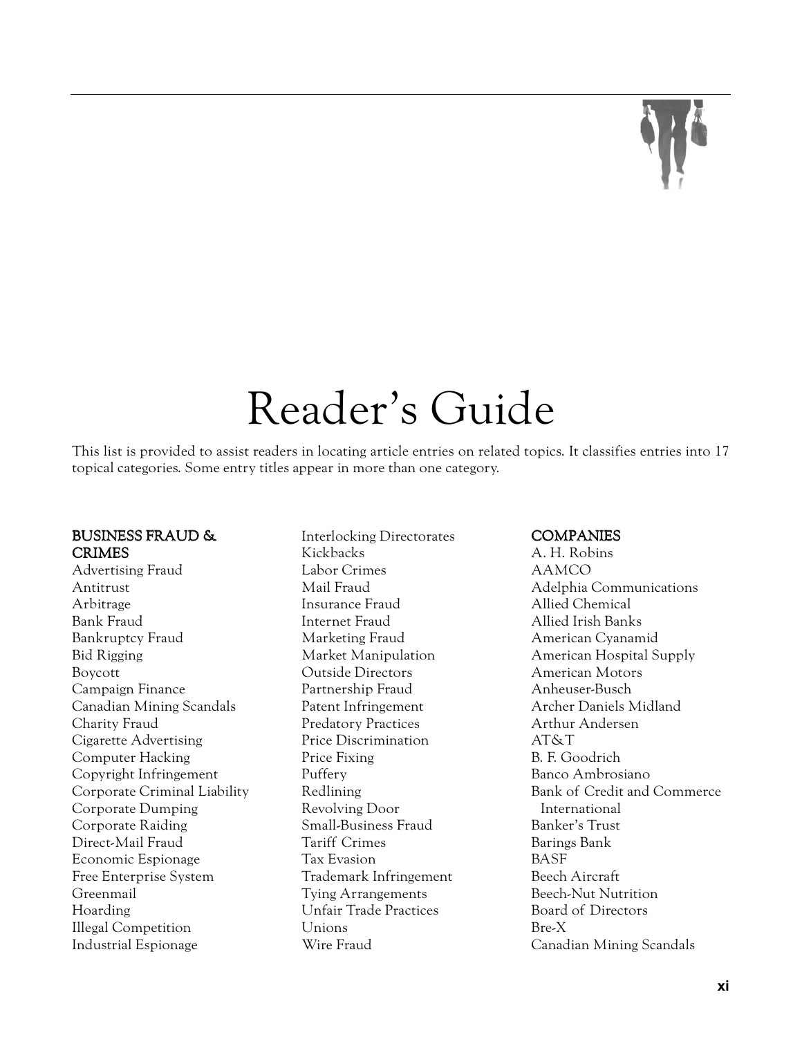# Reader's Guide

This list is provided to assist readers in locating article entries on related topics. It classifies entries into 17 topical categories. Some entry titles appear in more than one category.

## BUSINESS FRAUD & CRIMES

Advertising Fraud
Antitrust
Arbitrage
Bank Fraud
Bankruptcy Fraud
Bid Rigging
Boycott
Campaign Finance
Canadian Mining Scandals
Charity Fraud
Cigarette Advertising
Computer Hacking
Copyright Infringement
Corporate Criminal Liability
Corporate Dumping
Corporate Raiding
Direct-Mail Fraud
Economic Espionage
Free Enterprise System
Greenmail
Hoarding
Illegal Competition
Industrial Espionage
Interlocking Directorates
Kickbacks
Labor Crimes
Mail Fraud
Insurance Fraud
Internet Fraud
Marketing Fraud
Market Manipulation
Outside Directors
Partnership Fraud
Patent Infringement
Predatory Practices
Price Discrimination
Price Fixing
Puffery
Redlining
Revolving Door
Small-Business Fraud
Tariff Crimes
Tax Evasion
Trademark Infringement
Tying Arrangements
Unfair Trade Practices
Unions
Wire Fraud

## COMPANIES

A. H. Robins
AAMCO
Adelphia Communications
Allied Chemical
Allied Irish Banks
American Cyanamid
American Hospital Supply
American Motors
Anheuser-Busch
Archer Daniels Midland
Arthur Andersen
AT&T
B. F. Goodrich
Banco Ambrosiano
Bank of Credit and Commerce International
Banker's Trust
Barings Bank
BASF
Beech Aircraft
Beech-Nut Nutrition
Board of Directors
Bre-X
Canadian Mining Scandals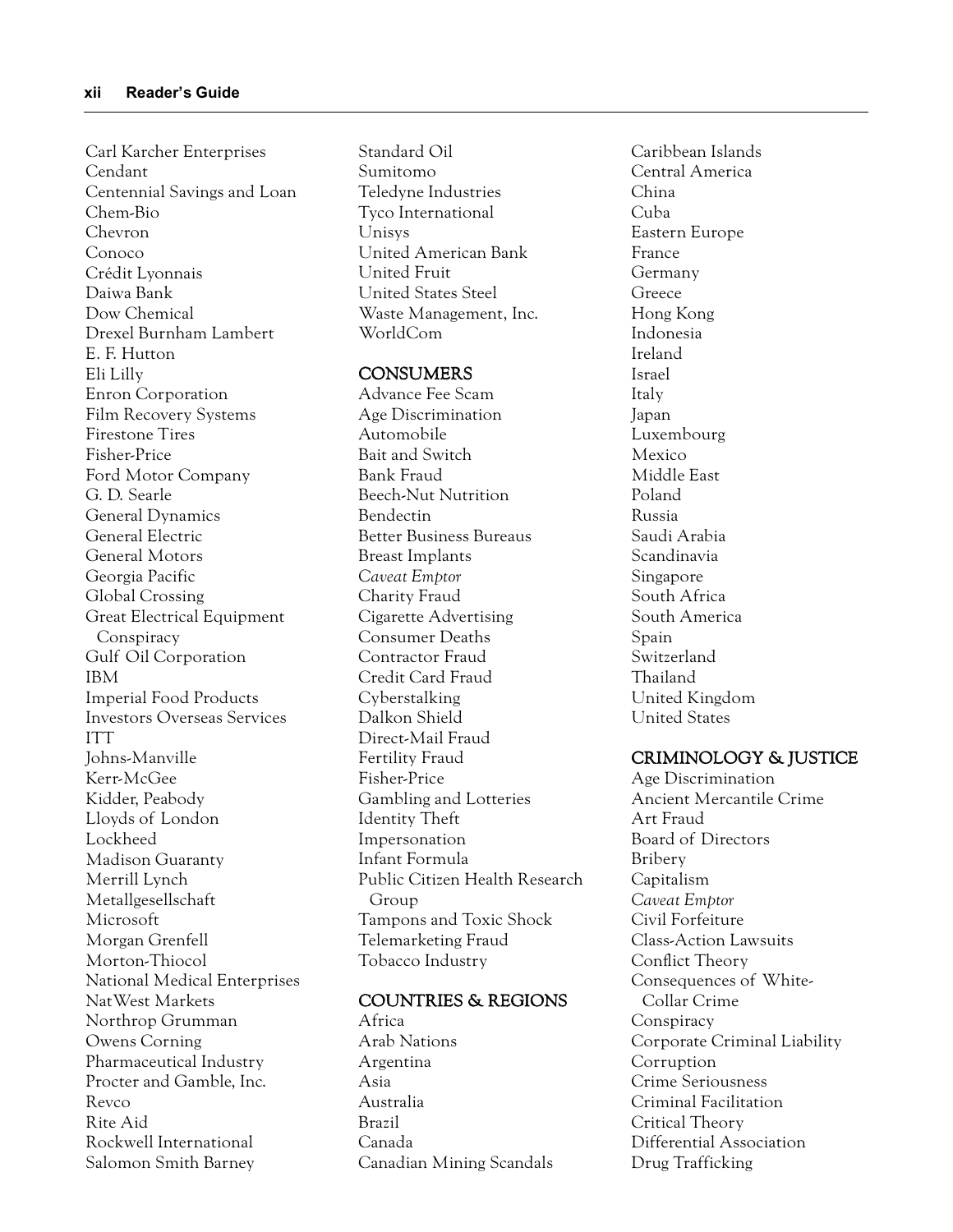Carl Karcher Enterprises
Cendant
Centennial Savings and Loan
Chem-Bio
Chevron
Conoco
Crédit Lyonnais
Daiwa Bank
Dow Chemical
Drexel Burnham Lambert
E. F. Hutton
Eli Lilly
Enron Corporation
Film Recovery Systems
Firestone Tires
Fisher-Price
Ford Motor Company
G. D. Searle
General Dynamics
General Electric
General Motors
Georgia Pacific
Global Crossing
Great Electrical Equipment Conspiracy
Gulf Oil Corporation
IBM
Imperial Food Products
Investors Overseas Services
ITT
Johns-Manville
Kerr-McGee
Kidder, Peabody
Lloyds of London
Lockheed
Madison Guaranty
Merrill Lynch
Metallgesellschaft
Microsoft
Morgan Grenfell
Morton-Thiocol
National Medical Enterprises
NatWest Markets
Northrop Grumman
Owens Corning
Pharmaceutical Industry
Procter and Gamble, Inc.
Revco
Rite Aid
Rockwell International
Salomon Smith Barney
Standard Oil
Sumitomo
Teledyne Industries
Tyco International
Unisys
United American Bank
United Fruit
United States Steel
Waste Management, Inc.
WorldCom

## CONSUMERS

Advance Fee Scam
Age Discrimination
Automobile
Bait and Switch
Bank Fraud
Beech-Nut Nutrition
Bendectin
Better Business Bureaus
Breast Implants
*Caveat Emptor*
Charity Fraud
Cigarette Advertising
Consumer Deaths
Contractor Fraud
Credit Card Fraud
Cyberstalking
Dalkon Shield
Direct-Mail Fraud
Fertility Fraud
Fisher-Price
Gambling and Lotteries
Identity Theft
Impersonation
Infant Formula
Public Citizen Health Research Group
Tampons and Toxic Shock
Telemarketing Fraud
Tobacco Industry

## COUNTRIES & REGIONS

Africa
Arab Nations
Argentina
Asia
Australia
Brazil
Canada
Canadian Mining Scandals
Caribbean Islands
Central America
China
Cuba
Eastern Europe
France
Germany
Greece
Hong Kong
Indonesia
Ireland
Israel
Italy
Japan
Luxembourg
Mexico
Middle East
Poland
Russia
Saudi Arabia
Scandinavia
Singapore
South Africa
South America
Spain
Switzerland
Thailand
United Kingdom
United States

## CRIMINOLOGY & JUSTICE

Age Discrimination
Ancient Mercantile Crime
Art Fraud
Board of Directors
Bribery
Capitalism
*Caveat Emptor*
Civil Forfeiture
Class-Action Lawsuits
Conflict Theory
Consequences of White-Collar Crime
Conspiracy
Corporate Criminal Liability
Corruption
Crime Seriousness
Criminal Facilitation
Critical Theory
Differential Association
Drug Trafficking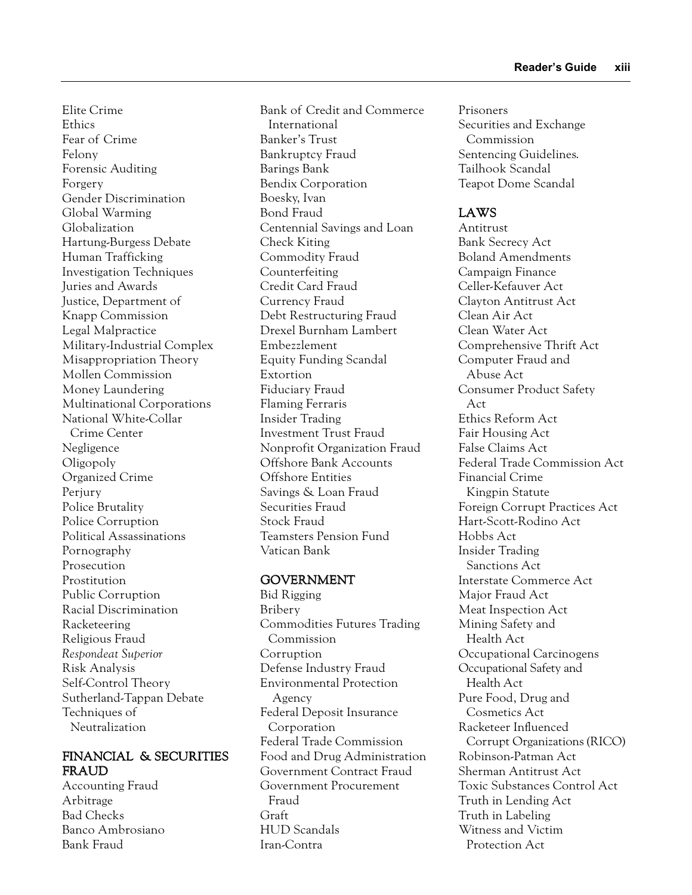Elite Crime
Ethics
Fear of Crime
Felony
Forensic Auditing
Forgery
Gender Discrimination
Global Warming
Globalization
Hartung-Burgess Debate
Human Trafficking
Investigation Techniques
Juries and Awards
Justice, Department of
Knapp Commission
Legal Malpractice
Military-Industrial Complex
Misappropriation Theory
Mollen Commission
Money Laundering
Multinational Corporations
National White-Collar Crime Center
Negligence
Oligopoly
Organized Crime
Perjury
Police Brutality
Police Corruption
Political Assassinations
Pornography
Prosecution
Prostitution
Public Corruption
Racial Discrimination
Racketeering
Religious Fraud
*Respondeat Superior*
Risk Analysis
Self-Control Theory
Sutherland-Tappan Debate
Techniques of Neutralization

## FINANCIAL & SECURITIES FRAUD

Accounting Fraud
Arbitrage
Bad Checks
Banco Ambrosiano
Bank Fraud
Bank of Credit and Commerce International
Banker's Trust
Bankruptcy Fraud
Barings Bank
Bendix Corporation
Boesky, Ivan
Bond Fraud
Centennial Savings and Loan
Check Kiting
Commodity Fraud
Counterfeiting
Credit Card Fraud
Currency Fraud
Debt Restructuring Fraud
Drexel Burnham Lambert
Embezzlement
Equity Funding Scandal
Extortion
Fiduciary Fraud
Flaming Ferraris
Insider Trading
Investment Trust Fraud
Nonprofit Organization Fraud
Offshore Bank Accounts
Offshore Entities
Savings & Loan Fraud
Securities Fraud
Stock Fraud
Teamsters Pension Fund
Vatican Bank

## GOVERNMENT

Bid Rigging
Bribery
Commodities Futures Trading Commission
Corruption
Defense Industry Fraud
Environmental Protection Agency
Federal Deposit Insurance Corporation
Federal Trade Commission
Food and Drug Administration
Government Contract Fraud
Government Procurement Fraud
Graft
HUD Scandals
Iran-Contra
Prisoners
Securities and Exchange Commission
Sentencing Guidelines.
Tailhook Scandal
Teapot Dome Scandal

## LAWS

Antitrust
Bank Secrecy Act
Boland Amendments
Campaign Finance
Celler-Kefauver Act
Clayton Antitrust Act
Clean Air Act
Clean Water Act
Comprehensive Thrift Act
Computer Fraud and Abuse Act
Consumer Product Safety Act
Ethics Reform Act
Fair Housing Act
False Claims Act
Federal Trade Commission Act
Financial Crime Kingpin Statute
Foreign Corrupt Practices Act
Hart-Scott-Rodino Act
Hobbs Act
Insider Trading Sanctions Act
Interstate Commerce Act
Major Fraud Act
Meat Inspection Act
Mining Safety and Health Act
Occupational Carcinogens
Occupational Safety and Health Act
Pure Food, Drug and Cosmetics Act
Racketeer Influenced Corrupt Organizations (RICO)
Robinson-Patman Act
Sherman Antitrust Act
Toxic Substances Control Act
Truth in Lending Act
Truth in Labeling
Witness and Victim Protection Act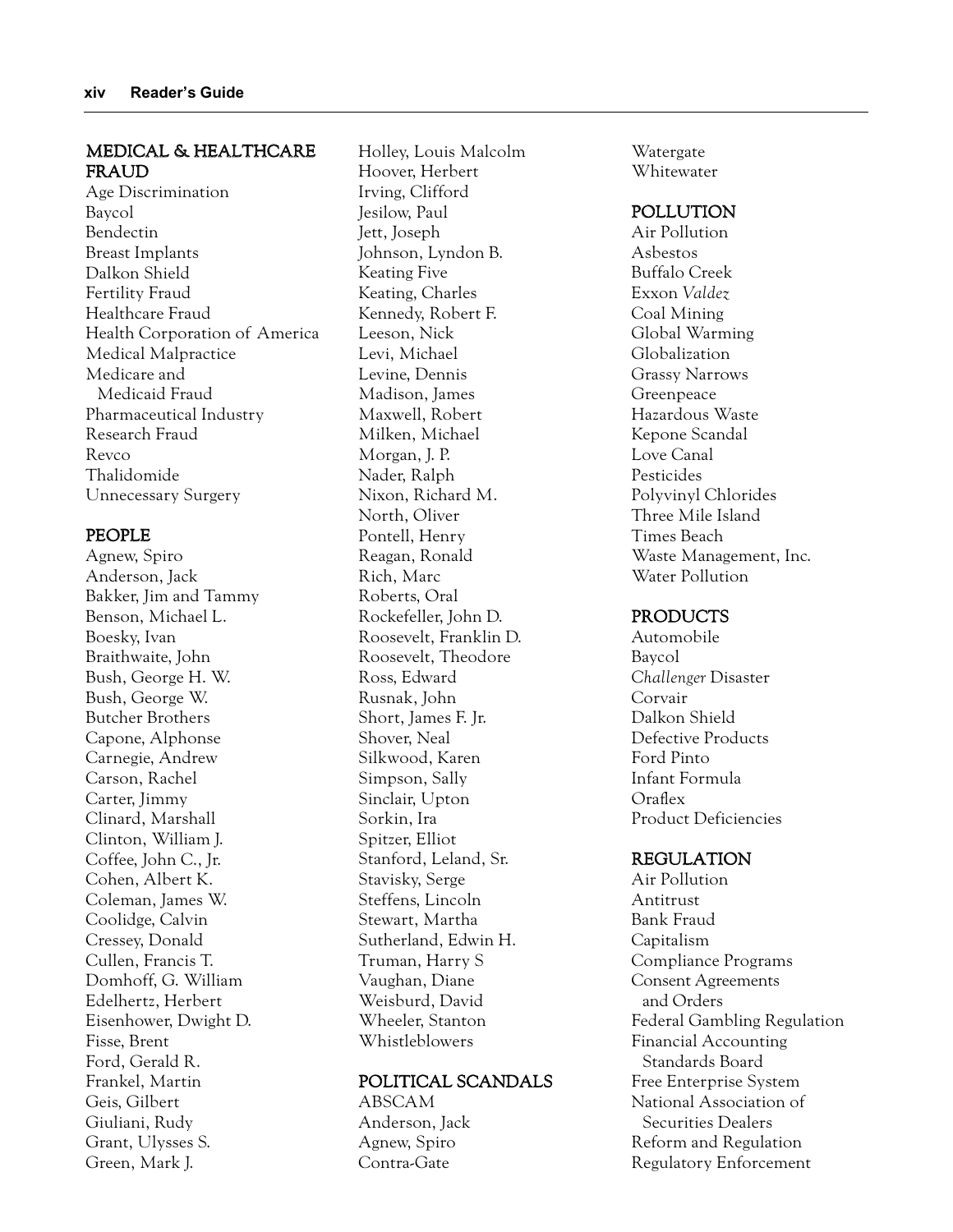## MEDICAL & HEALTHCARE FRAUD

Age Discrimination
Baycol
Bendectin
Breast Implants
Dalkon Shield
Fertility Fraud
Healthcare Fraud
Health Corporation of America
Medical Malpractice
Medicare and Medicaid Fraud
Pharmaceutical Industry
Research Fraud
Revco
Thalidomide
Unnecessary Surgery

## PEOPLE

Agnew, Spiro
Anderson, Jack
Bakker, Jim and Tammy
Benson, Michael L.
Boesky, Ivan
Braithwaite, John
Bush, George H. W.
Bush, George W.
Butcher Brothers
Capone, Alphonse
Carnegie, Andrew
Carson, Rachel
Carter, Jimmy
Clinard, Marshall
Clinton, William J.
Coffee, John C., Jr.
Cohen, Albert K.
Coleman, James W.
Coolidge, Calvin
Cressey, Donald
Cullen, Francis T.
Domhoff, G. William
Edelhertz, Herbert
Eisenhower, Dwight D.
Fisse, Brent
Ford, Gerald R.
Frankel, Martin
Geis, Gilbert
Giuliani, Rudy
Grant, Ulysses S.
Green, Mark J.
Holley, Louis Malcolm
Hoover, Herbert
Irving, Clifford
Jesilow, Paul
Jett, Joseph
Johnson, Lyndon B.
Keating Five
Keating, Charles
Kennedy, Robert F.
Leeson, Nick
Levi, Michael
Levine, Dennis
Madison, James
Maxwell, Robert
Milken, Michael
Morgan, J. P.
Nader, Ralph
Nixon, Richard M.
North, Oliver
Pontell, Henry
Reagan, Ronald
Rich, Marc
Roberts, Oral
Rockefeller, John D.
Roosevelt, Franklin D.
Roosevelt, Theodore
Ross, Edward
Rusnak, John
Short, James F. Jr.
Shover, Neal
Silkwood, Karen
Simpson, Sally
Sinclair, Upton
Sorkin, Ira
Spitzer, Elliot
Stanford, Leland, Sr.
Stavisky, Serge
Steffens, Lincoln
Stewart, Martha
Sutherland, Edwin H.
Truman, Harry S
Vaughan, Diane
Weisburd, David
Wheeler, Stanton
Whistleblowers

## POLITICAL SCANDALS

ABSCAM
Anderson, Jack
Agnew, Spiro
Contra-Gate
Watergate
Whitewater

## POLLUTION

Air Pollution
Asbestos
Buffalo Creek
Exxon *Valdez*
Coal Mining
Global Warming
Globalization
Grassy Narrows
Greenpeace
Hazardous Waste
Kepone Scandal
Love Canal
Pesticides
Polyvinyl Chlorides
Three Mile Island
Times Beach
Waste Management, Inc.
Water Pollution

## PRODUCTS

Automobile
Baycol
*Challenger* Disaster
Corvair
Dalkon Shield
Defective Products
Ford Pinto
Infant Formula
Oraflex
Product Deficiencies

## REGULATION

Air Pollution
Antitrust
Bank Fraud
Capitalism
Compliance Programs
Consent Agreements and Orders
Federal Gambling Regulation
Financial Accounting Standards Board
Free Enterprise System
National Association of Securities Dealers
Reform and Regulation
Regulatory Enforcement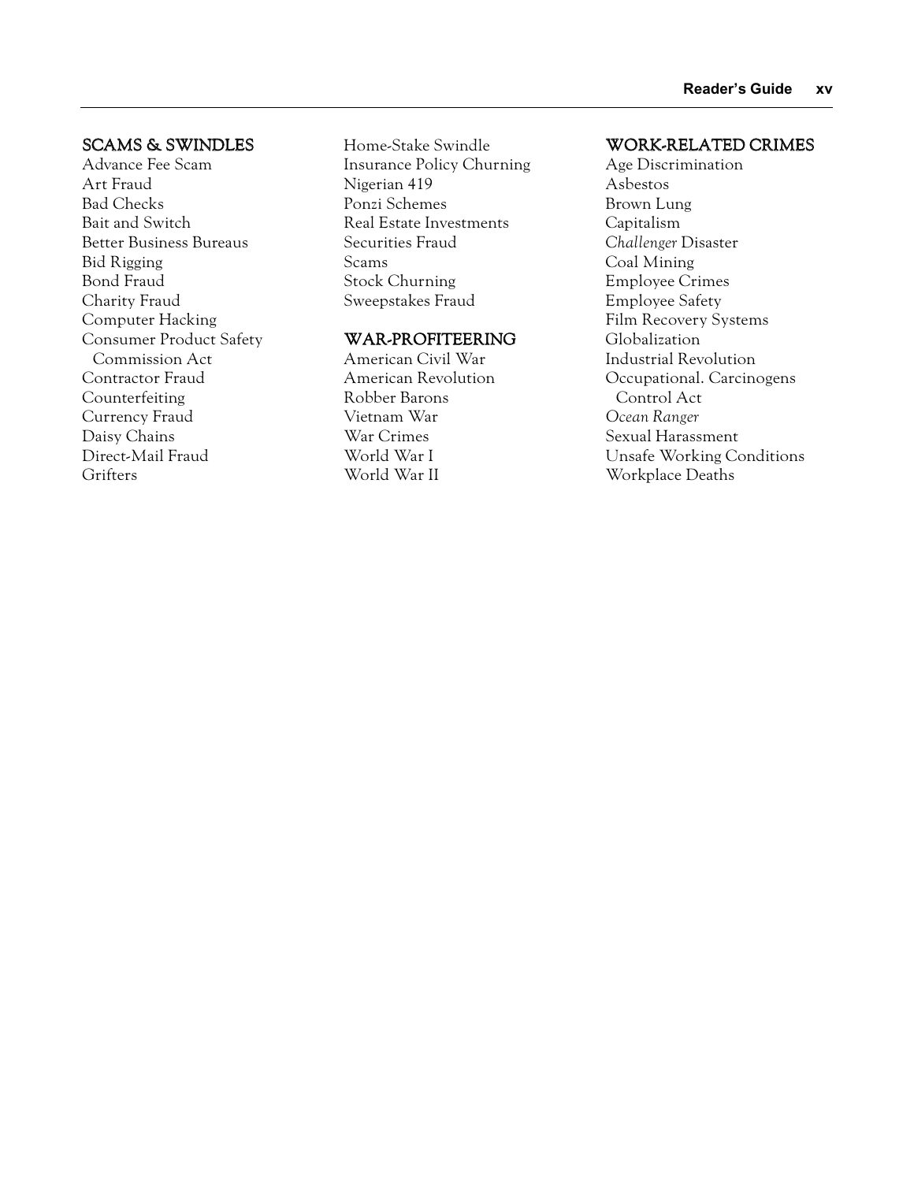## SCAMS & SWINDLES

Advance Fee Scam
Art Fraud
Bad Checks
Bait and Switch
Better Business Bureaus
Bid Rigging
Bond Fraud
Charity Fraud
Computer Hacking
Consumer Product Safety Commission Act
Contractor Fraud
Counterfeiting
Currency Fraud
Daisy Chains
Direct-Mail Fraud
Grifters
Home-Stake Swindle
Insurance Policy Churning
Nigerian 419
Ponzi Schemes
Real Estate Investments
Securities Fraud
Scams
Stock Churning
Sweepstakes Fraud

## WAR-PROFITEERING

American Civil War
American Revolution
Robber Barons
Vietnam War
War Crimes
World War I
World War II

## WORK-RELATED CRIMES

Age Discrimination
Asbestos
Brown Lung
Capitalism
*Challenger* Disaster
Coal Mining
Employee Crimes
Employee Safety
Film Recovery Systems
Globalization
Industrial Revolution
Occupational. Carcinogens Control Act
*Ocean Ranger*
Sexual Harassment
Unsafe Working Conditions
Workplace Deaths